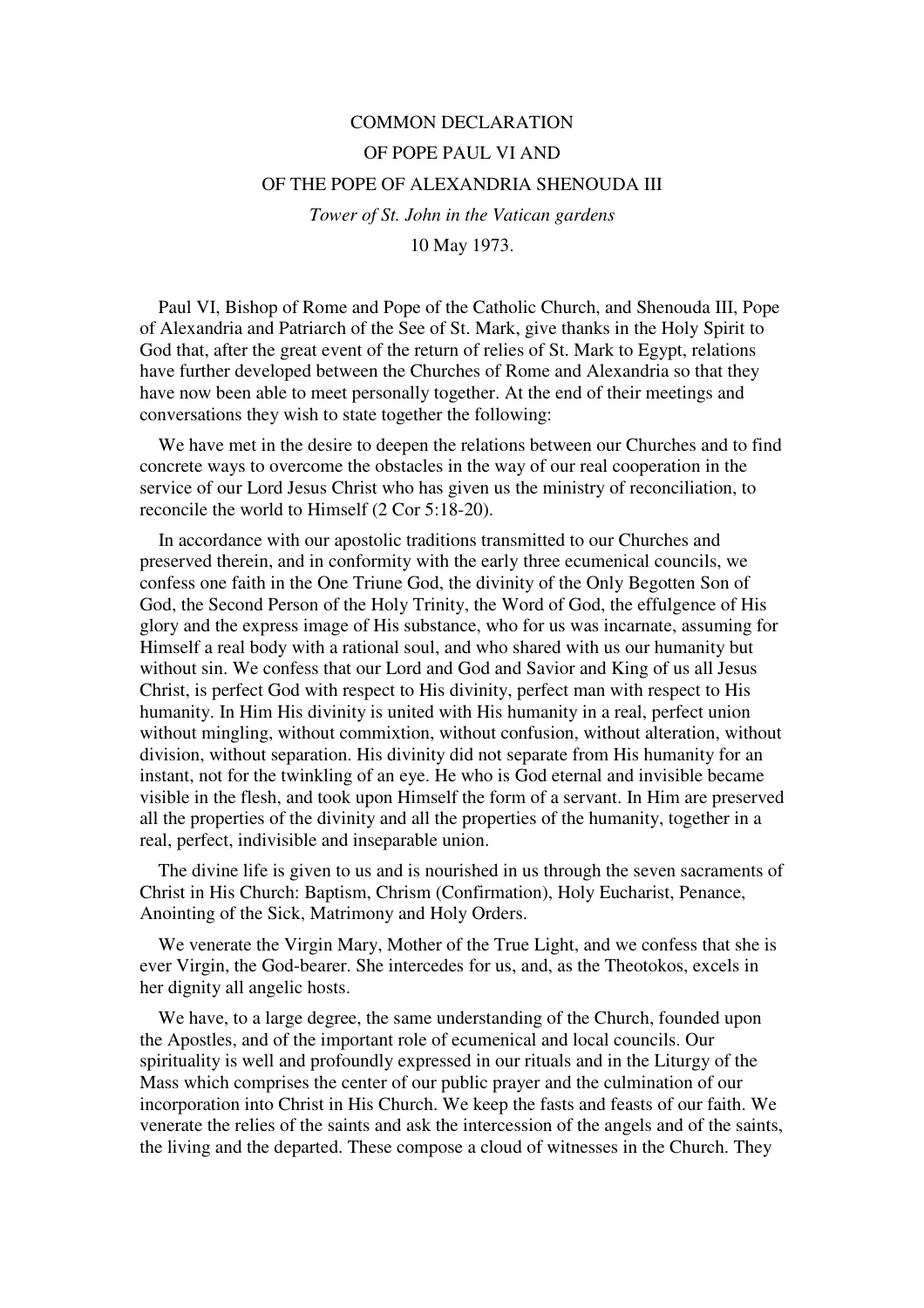# COMMON DECLARATION
# OF POPE PAUL VI AND
# OF THE POPE OF ALEXANDRIA SHENOUDA III

*Tower of St. John in the Vatican gardens*

10 May 1973.

Paul VI, Bishop of Rome and Pope of the Catholic Church, and Shenouda III, Pope of Alexandria and Patriarch of the See of St. Mark, give thanks in the Holy Spirit to God that, after the great event of the return of relies of St. Mark to Egypt, relations have further developed between the Churches of Rome and Alexandria so that they have now been able to meet personally together. At the end of their meetings and conversations they wish to state together the following:

We have met in the desire to deepen the relations between our Churches and to find concrete ways to overcome the obstacles in the way of our real cooperation in the service of our Lord Jesus Christ who has given us the ministry of reconciliation, to reconcile the world to Himself (2 Cor 5:18-20).

In accordance with our apostolic traditions transmitted to our Churches and preserved therein, and in conformity with the early three ecumenical councils, we confess one faith in the One Triune God, the divinity of the Only Begotten Son of God, the Second Person of the Holy Trinity, the Word of God, the effulgence of His glory and the express image of His substance, who for us was incarnate, assuming for Himself a real body with a rational soul, and who shared with us our humanity but without sin. We confess that our Lord and God and Savior and King of us all Jesus Christ, is perfect God with respect to His divinity, perfect man with respect to His humanity. In Him His divinity is united with His humanity in a real, perfect union without mingling, without commixtion, without confusion, without alteration, without division, without separation. His divinity did not separate from His humanity for an instant, not for the twinkling of an eye. He who is God eternal and invisible became visible in the flesh, and took upon Himself the form of a servant. In Him are preserved all the properties of the divinity and all the properties of the humanity, together in a real, perfect, indivisible and inseparable union.

The divine life is given to us and is nourished in us through the seven sacraments of Christ in His Church: Baptism, Chrism (Confirmation), Holy Eucharist, Penance, Anointing of the Sick, Matrimony and Holy Orders.

We venerate the Virgin Mary, Mother of the True Light, and we confess that she is ever Virgin, the God-bearer. She intercedes for us, and, as the Theotokos, excels in her dignity all angelic hosts.

We have, to a large degree, the same understanding of the Church, founded upon the Apostles, and of the important role of ecumenical and local councils. Our spirituality is well and profoundly expressed in our rituals and in the Liturgy of the Mass which comprises the center of our public prayer and the culmination of our incorporation into Christ in His Church. We keep the fasts and feasts of our faith. We venerate the relies of the saints and ask the intercession of the angels and of the saints, the living and the departed. These compose a cloud of witnesses in the Church. They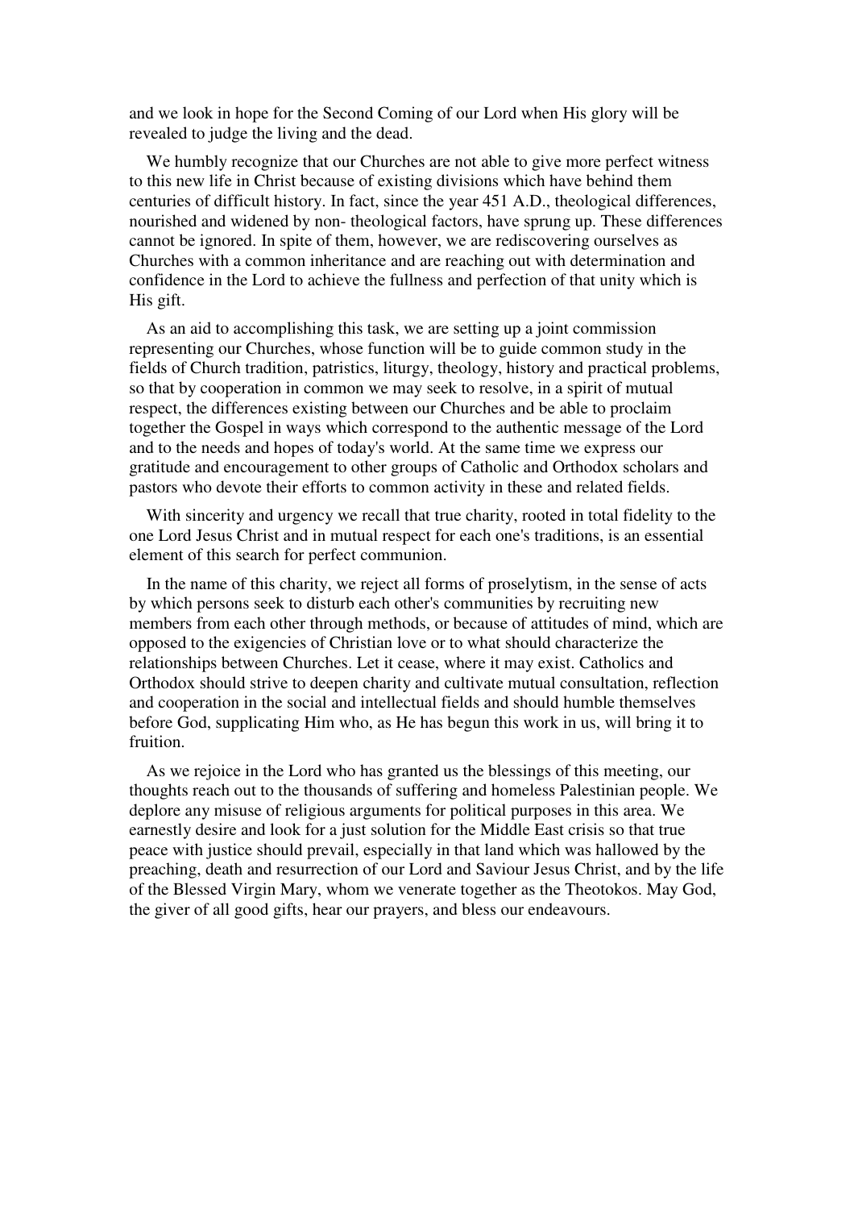and we look in hope for the Second Coming of our Lord when His glory will be revealed to judge the living and the dead.

We humbly recognize that our Churches are not able to give more perfect witness to this new life in Christ because of existing divisions which have behind them centuries of difficult history. In fact, since the year 451 A.D., theological differences, nourished and widened by non- theological factors, have sprung up. These differences cannot be ignored. In spite of them, however, we are rediscovering ourselves as Churches with a common inheritance and are reaching out with determination and confidence in the Lord to achieve the fullness and perfection of that unity which is His gift.

As an aid to accomplishing this task, we are setting up a joint commission representing our Churches, whose function will be to guide common study in the fields of Church tradition, patristics, liturgy, theology, history and practical problems, so that by cooperation in common we may seek to resolve, in a spirit of mutual respect, the differences existing between our Churches and be able to proclaim together the Gospel in ways which correspond to the authentic message of the Lord and to the needs and hopes of today's world. At the same time we express our gratitude and encouragement to other groups of Catholic and Orthodox scholars and pastors who devote their efforts to common activity in these and related fields.

With sincerity and urgency we recall that true charity, rooted in total fidelity to the one Lord Jesus Christ and in mutual respect for each one's traditions, is an essential element of this search for perfect communion.

In the name of this charity, we reject all forms of proselytism, in the sense of acts by which persons seek to disturb each other's communities by recruiting new members from each other through methods, or because of attitudes of mind, which are opposed to the exigencies of Christian love or to what should characterize the relationships between Churches. Let it cease, where it may exist. Catholics and Orthodox should strive to deepen charity and cultivate mutual consultation, reflection and cooperation in the social and intellectual fields and should humble themselves before God, supplicating Him who, as He has begun this work in us, will bring it to fruition.

As we rejoice in the Lord who has granted us the blessings of this meeting, our thoughts reach out to the thousands of suffering and homeless Palestinian people. We deplore any misuse of religious arguments for political purposes in this area. We earnestly desire and look for a just solution for the Middle East crisis so that true peace with justice should prevail, especially in that land which was hallowed by the preaching, death and resurrection of our Lord and Saviour Jesus Christ, and by the life of the Blessed Virgin Mary, whom we venerate together as the Theotokos. May God, the giver of all good gifts, hear our prayers, and bless our endeavours.